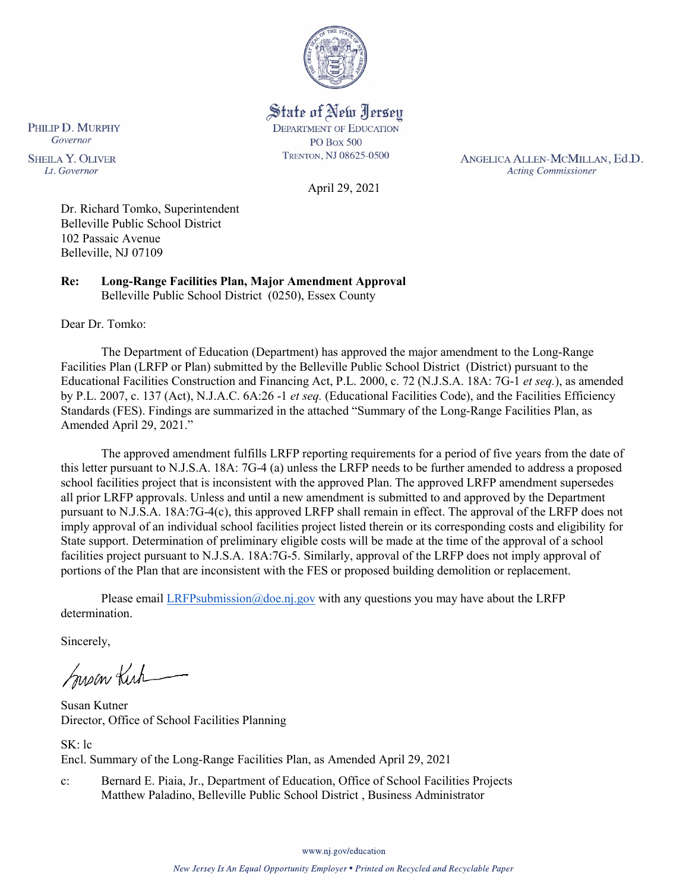PHILIP D. MURPHY
*Governor*

SHEILA Y. OLIVER
*Lt. Governor*

State of New Jersey
DEPARTMENT OF EDUCATION
PO BOX 500
TRENTON, NJ 08625-0500

ANGELICA ALLEN-MCMILLAN, Ed.D.
*Acting Commissioner*

April 29, 2021

Dr. Richard Tomko, Superintendent
Belleville Public School District
102 Passaic Avenue
Belleville, NJ 07109

**Re: Long-Range Facilities Plan, Major Amendment Approval**
Belleville Public School District (0250), Essex County

Dear Dr. Tomko:

The Department of Education (Department) has approved the major amendment to the Long-Range Facilities Plan (LRFP or Plan) submitted by the Belleville Public School District (District) pursuant to the Educational Facilities Construction and Financing Act, P.L. 2000, c. 72 (N.J.S.A. 18A: 7G-1 *et seq.*), as amended by P.L. 2007, c. 137 (Act), N.J.A.C. 6A:26 -1 *et seq.* (Educational Facilities Code), and the Facilities Efficiency Standards (FES). Findings are summarized in the attached "Summary of the Long-Range Facilities Plan, as Amended April 29, 2021."

The approved amendment fulfills LRFP reporting requirements for a period of five years from the date of this letter pursuant to N.J.S.A. 18A: 7G-4 (a) unless the LRFP needs to be further amended to address a proposed school facilities project that is inconsistent with the approved Plan. The approved LRFP amendment supersedes all prior LRFP approvals. Unless and until a new amendment is submitted to and approved by the Department pursuant to N.J.S.A. 18A:7G-4(c), this approved LRFP shall remain in effect. The approval of the LRFP does not imply approval of an individual school facilities project listed therein or its corresponding costs and eligibility for State support. Determination of preliminary eligible costs will be made at the time of the approval of a school facilities project pursuant to N.J.S.A. 18A:7G-5. Similarly, approval of the LRFP does not imply approval of portions of the Plan that are inconsistent with the FES or proposed building demolition or replacement.

Please email LRFPsubmission@doe.nj.gov with any questions you may have about the LRFP determination.

Sincerely,

Susan Kutner
Director, Office of School Facilities Planning

SK: lc
Encl. Summary of the Long-Range Facilities Plan, as Amended April 29, 2021

c: Bernard E. Piaia, Jr., Department of Education, Office of School Facilities Projects
Matthew Paladino, Belleville Public School District , Business Administrator

www.nj.gov/education

*New Jersey Is An Equal Opportunity Employer • Printed on Recycled and Recyclable Paper*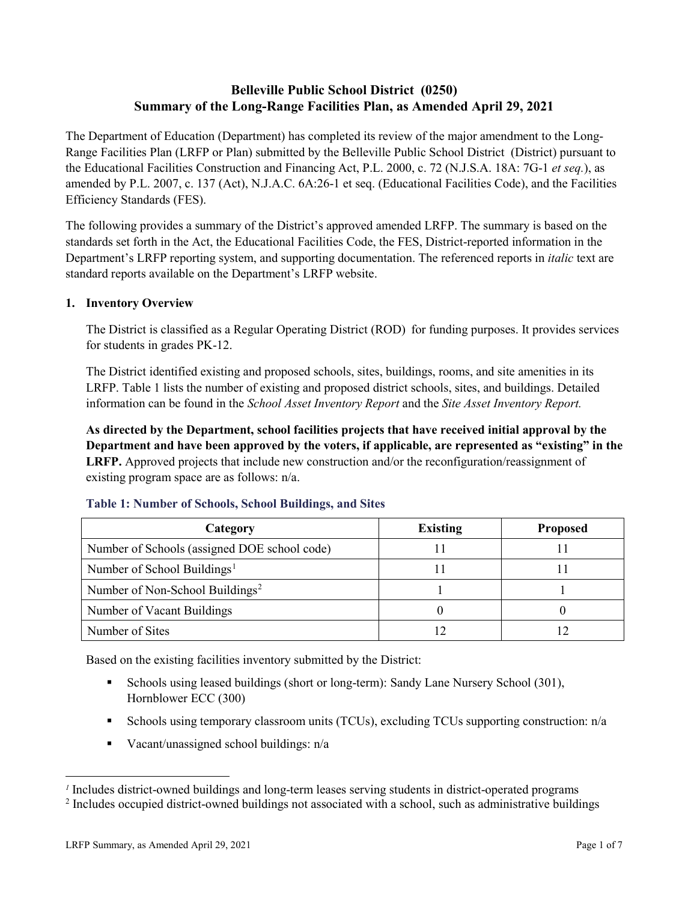# Belleville Public School District (0250)
# Summary of the Long-Range Facilities Plan, as Amended April 29, 2021

The Department of Education (Department) has completed its review of the major amendment to the Long-Range Facilities Plan (LRFP or Plan) submitted by the Belleville Public School District (District) pursuant to the Educational Facilities Construction and Financing Act, P.L. 2000, c. 72 (N.J.S.A. 18A: 7G-1 *et seq.*), as amended by P.L. 2007, c. 137 (Act), N.J.A.C. 6A:26-1 et seq. (Educational Facilities Code), and the Facilities Efficiency Standards (FES).

The following provides a summary of the District's approved amended LRFP. The summary is based on the standards set forth in the Act, the Educational Facilities Code, the FES, District-reported information in the Department's LRFP reporting system, and supporting documentation. The referenced reports in *italic* text are standard reports available on the Department's LRFP website.

## 1. Inventory Overview

The District is classified as a Regular Operating District (ROD) for funding purposes. It provides services for students in grades PK-12.

The District identified existing and proposed schools, sites, buildings, rooms, and site amenities in its LRFP. Table 1 lists the number of existing and proposed district schools, sites, and buildings. Detailed information can be found in the *School Asset Inventory Report* and the *Site Asset Inventory Report.*

**As directed by the Department, school facilities projects that have received initial approval by the Department and have been approved by the voters, if applicable, are represented as "existing" in the LRFP.** Approved projects that include new construction and/or the reconfiguration/reassignment of existing program space are as follows: n/a.

### Table 1: Number of Schools, School Buildings, and Sites

| Category | Existing | Proposed |
|---|---|---|
| Number of Schools (assigned DOE school code) | 11 | 11 |
| Number of School Buildings[1] | 11 | 11 |
| Number of Non-School Buildings[2] | 1 | 1 |
| Number of Vacant Buildings | 0 | 0 |
| Number of Sites | 12 | 12 |

Based on the existing facilities inventory submitted by the District:

- Schools using leased buildings (short or long-term): Sandy Lane Nursery School (301), Hornblower ECC (300)
- Schools using temporary classroom units (TCUs), excluding TCUs supporting construction: n/a
- Vacant/unassigned school buildings: n/a

[1] Includes district-owned buildings and long-term leases serving students in district-operated programs

[2] Includes occupied district-owned buildings not associated with a school, such as administrative buildings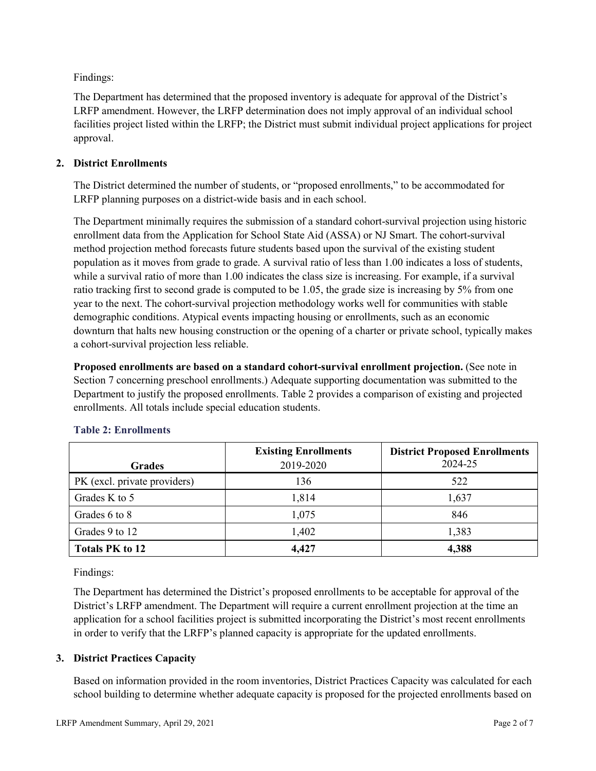Findings:

The Department has determined that the proposed inventory is adequate for approval of the District's LRFP amendment. However, the LRFP determination does not imply approval of an individual school facilities project listed within the LRFP; the District must submit individual project applications for project approval.

## 2. District Enrollments

The District determined the number of students, or "proposed enrollments," to be accommodated for LRFP planning purposes on a district-wide basis and in each school.

The Department minimally requires the submission of a standard cohort-survival projection using historic enrollment data from the Application for School State Aid (ASSA) or NJ Smart. The cohort-survival method projection method forecasts future students based upon the survival of the existing student population as it moves from grade to grade. A survival ratio of less than 1.00 indicates a loss of students, while a survival ratio of more than 1.00 indicates the class size is increasing. For example, if a survival ratio tracking first to second grade is computed to be 1.05, the grade size is increasing by 5% from one year to the next. The cohort-survival projection methodology works well for communities with stable demographic conditions. Atypical events impacting housing or enrollments, such as an economic downturn that halts new housing construction or the opening of a charter or private school, typically makes a cohort-survival projection less reliable.

**Proposed enrollments are based on a standard cohort-survival enrollment projection.** (See note in Section 7 concerning preschool enrollments.) Adequate supporting documentation was submitted to the Department to justify the proposed enrollments. Table 2 provides a comparison of existing and projected enrollments. All totals include special education students.

### Table 2: Enrollments

| Grades | **Existing Enrollments** 2019-2020 | **District Proposed Enrollments** 2024-25 |
|---|---|---|
| PK (excl. private providers) | 136 | 522 |
| Grades K to 5 | 1,814 | 1,637 |
| Grades 6 to 8 | 1,075 | 846 |
| Grades 9 to 12 | 1,402 | 1,383 |
| **Totals PK to 12** | **4,427** | **4,388** |

Findings:

The Department has determined the District's proposed enrollments to be acceptable for approval of the District's LRFP amendment. The Department will require a current enrollment projection at the time an application for a school facilities project is submitted incorporating the District's most recent enrollments in order to verify that the LRFP's planned capacity is appropriate for the updated enrollments.

## 3. District Practices Capacity

Based on information provided in the room inventories, District Practices Capacity was calculated for each school building to determine whether adequate capacity is proposed for the projected enrollments based on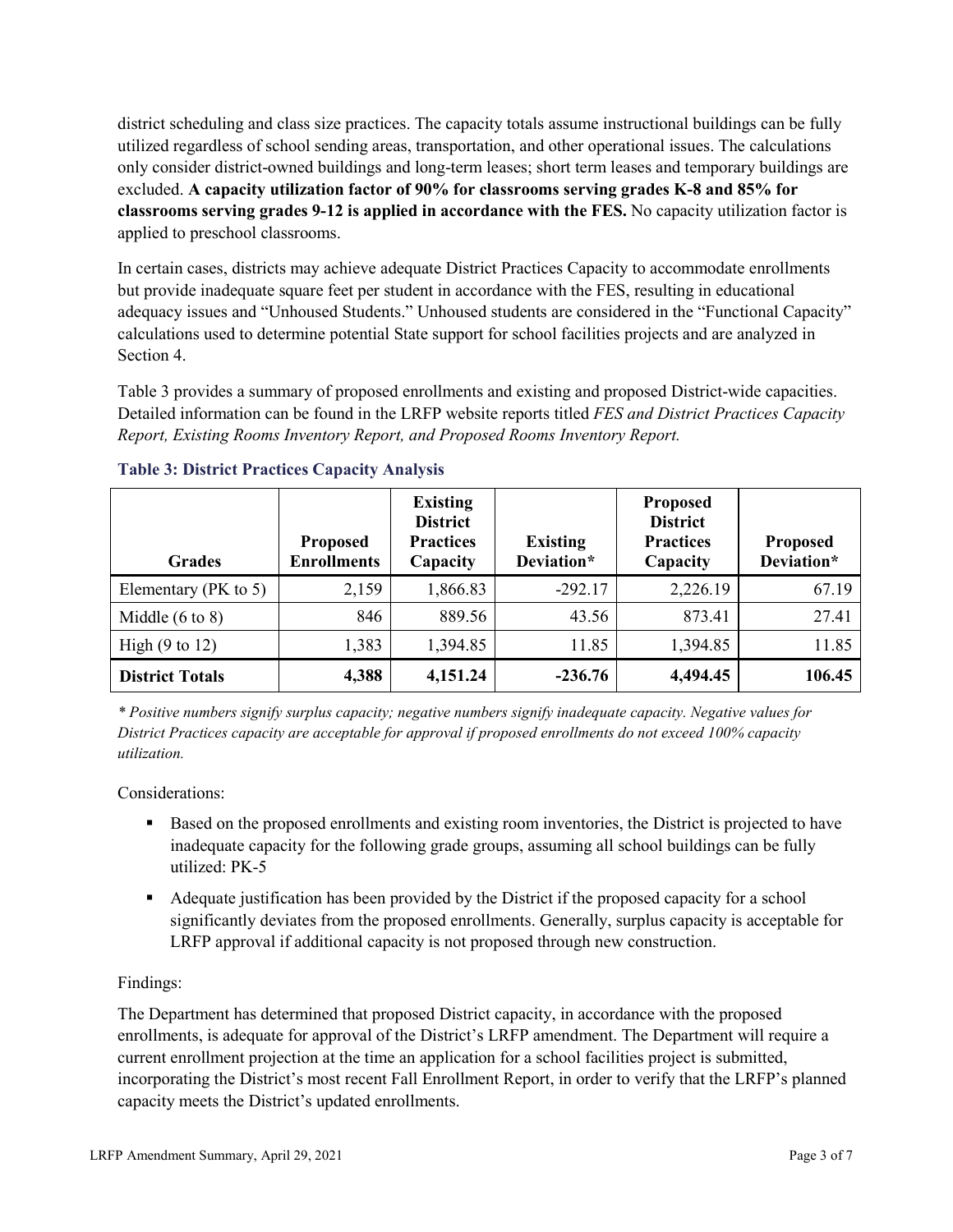district scheduling and class size practices. The capacity totals assume instructional buildings can be fully utilized regardless of school sending areas, transportation, and other operational issues. The calculations only consider district-owned buildings and long-term leases; short term leases and temporary buildings are excluded. **A capacity utilization factor of 90% for classrooms serving grades K-8 and 85% for classrooms serving grades 9-12 is applied in accordance with the FES.** No capacity utilization factor is applied to preschool classrooms.

In certain cases, districts may achieve adequate District Practices Capacity to accommodate enrollments but provide inadequate square feet per student in accordance with the FES, resulting in educational adequacy issues and "Unhoused Students." Unhoused students are considered in the "Functional Capacity" calculations used to determine potential State support for school facilities projects and are analyzed in Section 4.

Table 3 provides a summary of proposed enrollments and existing and proposed District-wide capacities. Detailed information can be found in the LRFP website reports titled *FES and District Practices Capacity Report, Existing Rooms Inventory Report, and Proposed Rooms Inventory Report.*

### Table 3: District Practices Capacity Analysis

| Grades | Proposed Enrollments | Existing District Practices Capacity | Existing Deviation* | Proposed District Practices Capacity | Proposed Deviation* |
|---|---|---|---|---|---|
| Elementary (PK to 5) | 2,159 | 1,866.83 | -292.17 | 2,226.19 | 67.19 |
| Middle (6 to 8) | 846 | 889.56 | 43.56 | 873.41 | 27.41 |
| High (9 to 12) | 1,383 | 1,394.85 | 11.85 | 1,394.85 | 11.85 |
| **District Totals** | **4,388** | **4,151.24** | **-236.76** | **4,494.45** | **106.45** |

*\* Positive numbers signify surplus capacity; negative numbers signify inadequate capacity. Negative values for District Practices capacity are acceptable for approval if proposed enrollments do not exceed 100% capacity utilization.*

Considerations:

- Based on the proposed enrollments and existing room inventories, the District is projected to have inadequate capacity for the following grade groups, assuming all school buildings can be fully utilized: PK-5
- Adequate justification has been provided by the District if the proposed capacity for a school significantly deviates from the proposed enrollments. Generally, surplus capacity is acceptable for LRFP approval if additional capacity is not proposed through new construction.

Findings:

The Department has determined that proposed District capacity, in accordance with the proposed enrollments, is adequate for approval of the District's LRFP amendment. The Department will require a current enrollment projection at the time an application for a school facilities project is submitted, incorporating the District's most recent Fall Enrollment Report, in order to verify that the LRFP's planned capacity meets the District's updated enrollments.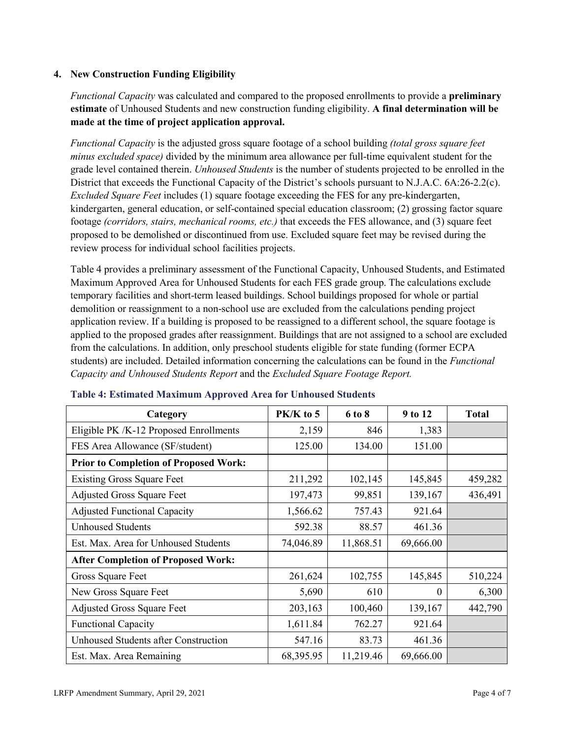### 4. New Construction Funding Eligibility

*Functional Capacity* was calculated and compared to the proposed enrollments to provide a **preliminary estimate** of Unhoused Students and new construction funding eligibility. **A final determination will be made at the time of project application approval.**

*Functional Capacity* is the adjusted gross square footage of a school building *(total gross square feet minus excluded space)* divided by the minimum area allowance per full-time equivalent student for the grade level contained therein. *Unhoused Students* is the number of students projected to be enrolled in the District that exceeds the Functional Capacity of the District's schools pursuant to N.J.A.C. 6A:26-2.2(c). *Excluded Square Feet* includes (1) square footage exceeding the FES for any pre-kindergarten, kindergarten, general education, or self-contained special education classroom; (2) grossing factor square footage *(corridors, stairs, mechanical rooms, etc.)* that exceeds the FES allowance, and (3) square feet proposed to be demolished or discontinued from use. Excluded square feet may be revised during the review process for individual school facilities projects.

Table 4 provides a preliminary assessment of the Functional Capacity, Unhoused Students, and Estimated Maximum Approved Area for Unhoused Students for each FES grade group. The calculations exclude temporary facilities and short-term leased buildings. School buildings proposed for whole or partial demolition or reassignment to a non-school use are excluded from the calculations pending project application review. If a building is proposed to be reassigned to a different school, the square footage is applied to the proposed grades after reassignment. Buildings that are not assigned to a school are excluded from the calculations. In addition, only preschool students eligible for state funding (former ECPA students) are included. Detailed information concerning the calculations can be found in the *Functional Capacity and Unhoused Students Report* and the *Excluded Square Footage Report.*

**Table 4: Estimated Maximum Approved Area for Unhoused Students**

| Category | PK/K to 5 | 6 to 8 | 9 to 12 | Total |
|---|---|---|---|---|
| Eligible PK /K-12 Proposed Enrollments | 2,159 | 846 | 1,383 | |
| FES Area Allowance (SF/student) | 125.00 | 134.00 | 151.00 | |
| **Prior to Completion of Proposed Work:** | | | | |
| Existing Gross Square Feet | 211,292 | 102,145 | 145,845 | 459,282 |
| Adjusted Gross Square Feet | 197,473 | 99,851 | 139,167 | 436,491 |
| Adjusted Functional Capacity | 1,566.62 | 757.43 | 921.64 | |
| Unhoused Students | 592.38 | 88.57 | 461.36 | |
| Est. Max. Area for Unhoused Students | 74,046.89 | 11,868.51 | 69,666.00 | |
| **After Completion of Proposed Work:** | | | | |
| Gross Square Feet | 261,624 | 102,755 | 145,845 | 510,224 |
| New Gross Square Feet | 5,690 | 610 | 0 | 6,300 |
| Adjusted Gross Square Feet | 203,163 | 100,460 | 139,167 | 442,790 |
| Functional Capacity | 1,611.84 | 762.27 | 921.64 | |
| Unhoused Students after Construction | 547.16 | 83.73 | 461.36 | |
| Est. Max. Area Remaining | 68,395.95 | 11,219.46 | 69,666.00 | |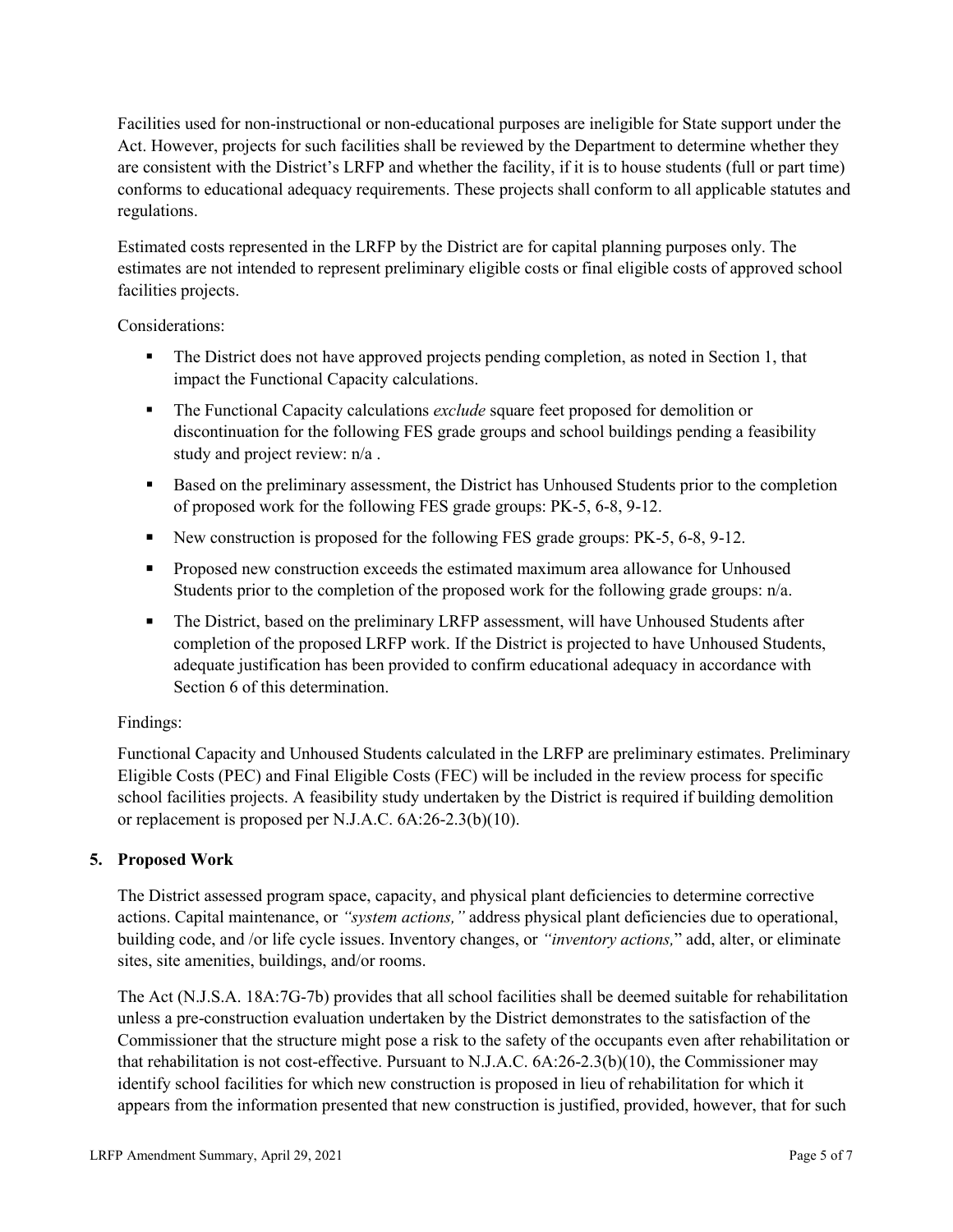Facilities used for non-instructional or non-educational purposes are ineligible for State support under the Act. However, projects for such facilities shall be reviewed by the Department to determine whether they are consistent with the District's LRFP and whether the facility, if it is to house students (full or part time) conforms to educational adequacy requirements. These projects shall conform to all applicable statutes and regulations.

Estimated costs represented in the LRFP by the District are for capital planning purposes only. The estimates are not intended to represent preliminary eligible costs or final eligible costs of approved school facilities projects.

Considerations:

- The District does not have approved projects pending completion, as noted in Section 1, that impact the Functional Capacity calculations.
- The Functional Capacity calculations *exclude* square feet proposed for demolition or discontinuation for the following FES grade groups and school buildings pending a feasibility study and project review: n/a .
- Based on the preliminary assessment, the District has Unhoused Students prior to the completion of proposed work for the following FES grade groups: PK-5, 6-8, 9-12.
- New construction is proposed for the following FES grade groups: PK-5, 6-8, 9-12.
- Proposed new construction exceeds the estimated maximum area allowance for Unhoused Students prior to the completion of the proposed work for the following grade groups: n/a.
- The District, based on the preliminary LRFP assessment, will have Unhoused Students after completion of the proposed LRFP work. If the District is projected to have Unhoused Students, adequate justification has been provided to confirm educational adequacy in accordance with Section 6 of this determination.

Findings:

Functional Capacity and Unhoused Students calculated in the LRFP are preliminary estimates. Preliminary Eligible Costs (PEC) and Final Eligible Costs (FEC) will be included in the review process for specific school facilities projects. A feasibility study undertaken by the District is required if building demolition or replacement is proposed per N.J.A.C. 6A:26-2.3(b)(10).

## 5. Proposed Work

The District assessed program space, capacity, and physical plant deficiencies to determine corrective actions. Capital maintenance, or *"system actions,"* address physical plant deficiencies due to operational, building code, and /or life cycle issues. Inventory changes, or *"inventory actions,"* add, alter, or eliminate sites, site amenities, buildings, and/or rooms.

The Act (N.J.S.A. 18A:7G-7b) provides that all school facilities shall be deemed suitable for rehabilitation unless a pre-construction evaluation undertaken by the District demonstrates to the satisfaction of the Commissioner that the structure might pose a risk to the safety of the occupants even after rehabilitation or that rehabilitation is not cost-effective. Pursuant to N.J.A.C. 6A:26-2.3(b)(10), the Commissioner may identify school facilities for which new construction is proposed in lieu of rehabilitation for which it appears from the information presented that new construction is justified, provided, however, that for such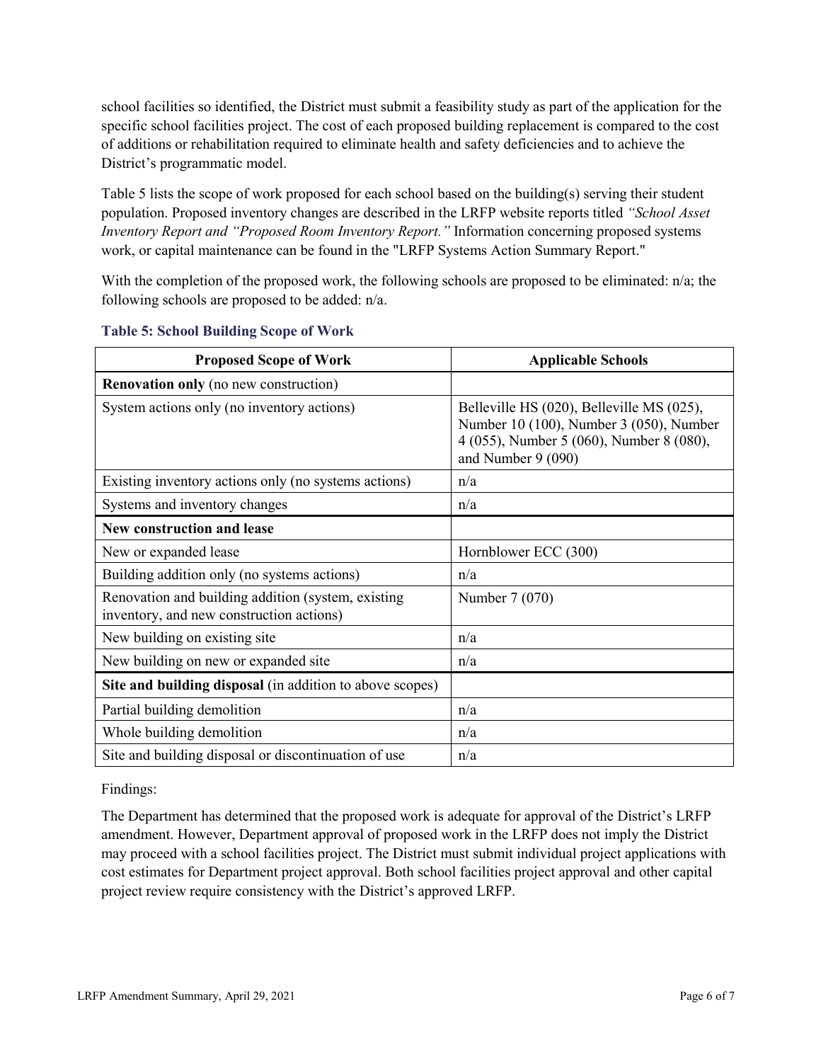school facilities so identified, the District must submit a feasibility study as part of the application for the specific school facilities project. The cost of each proposed building replacement is compared to the cost of additions or rehabilitation required to eliminate health and safety deficiencies and to achieve the District's programmatic model.

Table 5 lists the scope of work proposed for each school based on the building(s) serving their student population. Proposed inventory changes are described in the LRFP website reports titled *"School Asset Inventory Report and "Proposed Room Inventory Report."* Information concerning proposed systems work, or capital maintenance can be found in the "LRFP Systems Action Summary Report."

With the completion of the proposed work, the following schools are proposed to be eliminated: n/a; the following schools are proposed to be added: n/a.

### Table 5: School Building Scope of Work

| Proposed Scope of Work | Applicable Schools |
|---|---|
| **Renovation only** (no new construction) | |
| System actions only (no inventory actions) | Belleville HS (020), Belleville MS (025), Number 10 (100), Number 3 (050), Number 4 (055), Number 5 (060), Number 8 (080), and Number 9 (090) |
| Existing inventory actions only (no systems actions) | n/a |
| Systems and inventory changes | n/a |
| **New construction and lease** | |
| New or expanded lease | Hornblower ECC (300) |
| Building addition only (no systems actions) | n/a |
| Renovation and building addition (system, existing inventory, and new construction actions) | Number 7 (070) |
| New building on existing site | n/a |
| New building on new or expanded site | n/a |
| **Site and building disposal** (in addition to above scopes) | |
| Partial building demolition | n/a |
| Whole building demolition | n/a |
| Site and building disposal or discontinuation of use | n/a |

Findings:

The Department has determined that the proposed work is adequate for approval of the District's LRFP amendment. However, Department approval of proposed work in the LRFP does not imply the District may proceed with a school facilities project. The District must submit individual project applications with cost estimates for Department project approval. Both school facilities project approval and other capital project review require consistency with the District's approved LRFP.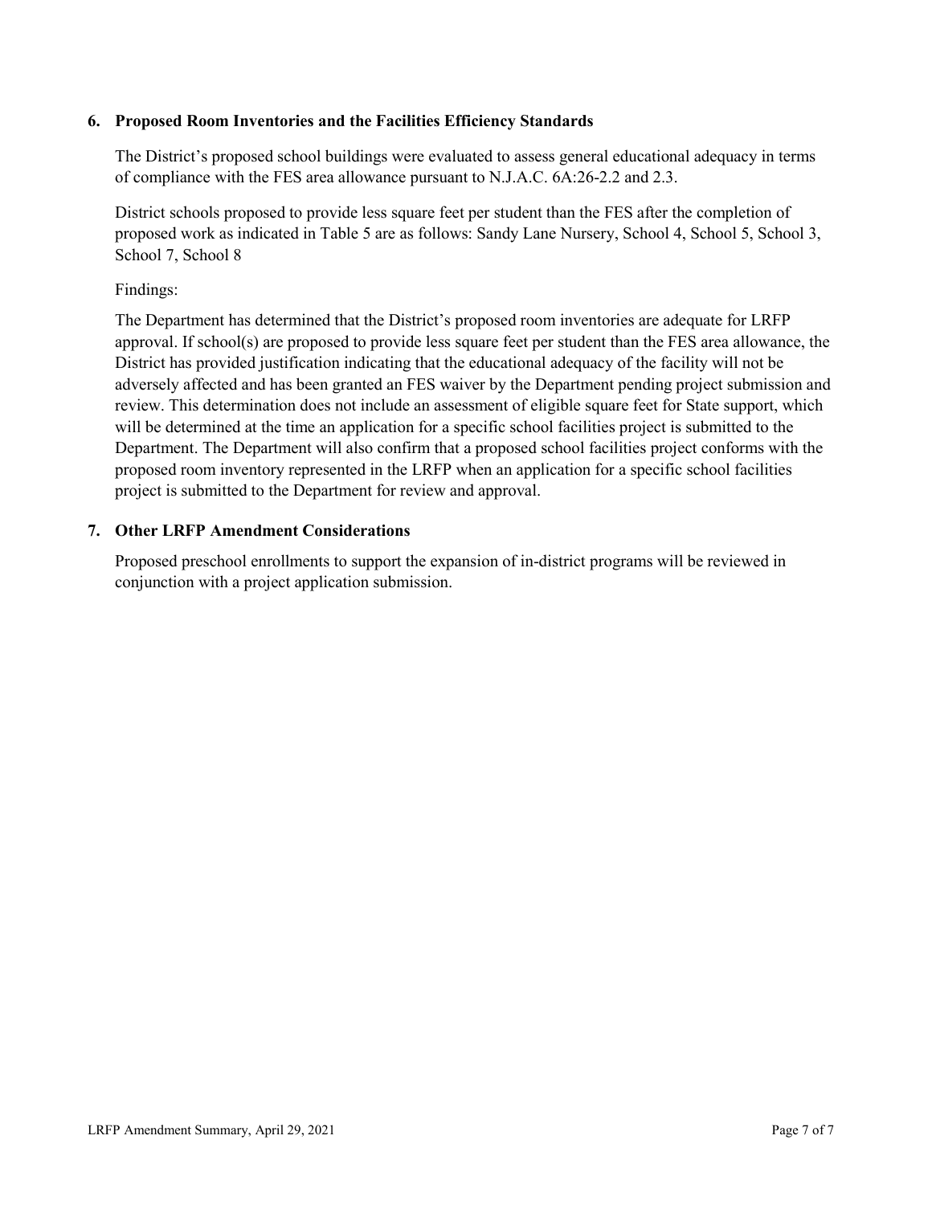## 6. Proposed Room Inventories and the Facilities Efficiency Standards

The District's proposed school buildings were evaluated to assess general educational adequacy in terms of compliance with the FES area allowance pursuant to N.J.A.C. 6A:26-2.2 and 2.3.

District schools proposed to provide less square feet per student than the FES after the completion of proposed work as indicated in Table 5 are as follows: Sandy Lane Nursery, School 4, School 5, School 3, School 7, School 8

Findings:

The Department has determined that the District's proposed room inventories are adequate for LRFP approval. If school(s) are proposed to provide less square feet per student than the FES area allowance, the District has provided justification indicating that the educational adequacy of the facility will not be adversely affected and has been granted an FES waiver by the Department pending project submission and review. This determination does not include an assessment of eligible square feet for State support, which will be determined at the time an application for a specific school facilities project is submitted to the Department. The Department will also confirm that a proposed school facilities project conforms with the proposed room inventory represented in the LRFP when an application for a specific school facilities project is submitted to the Department for review and approval.

## 7. Other LRFP Amendment Considerations

Proposed preschool enrollments to support the expansion of in-district programs will be reviewed in conjunction with a project application submission.